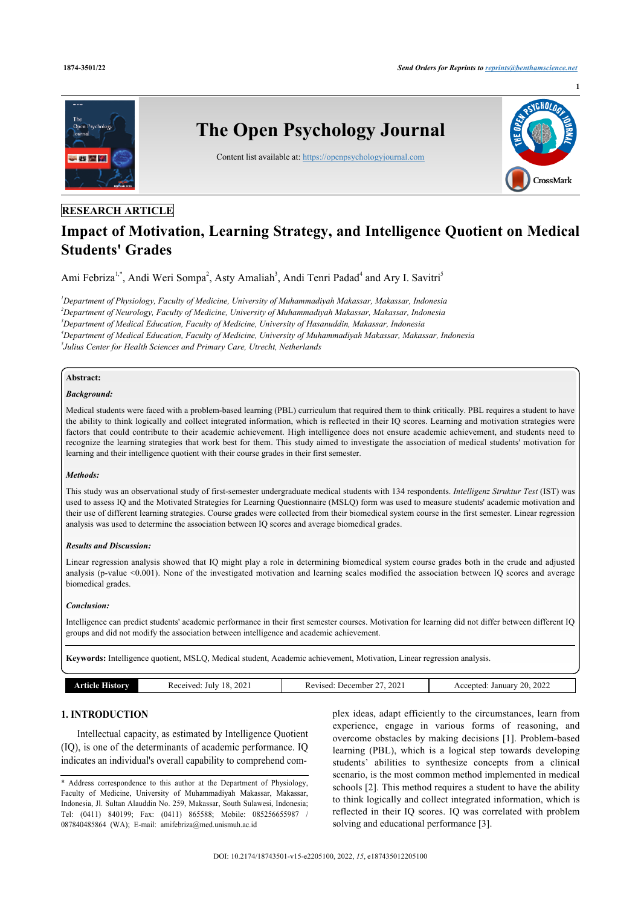RESEARCH ARTICLE

# Impact of Motivation, Learning Strategy, and Intelligence Quotient on Medical Students' Grades

Ami Febriza[1,*], Andi Weri Sompa[2], Asty Amaliah[3], Andi Tenri Padad[4] and Ary I. Savitri[5]

[1]*Department of Physiology, Faculty of Medicine, University of Muhammadiyah Makassar, Makassar, Indonesia*
[2]*Department of Neurology, Faculty of Medicine, University of Muhammadiyah Makassar, Makassar, Indonesia*
[3]*Department of Medical Education, Faculty of Medicine, University of Hasanuddin, Makassar, Indonesia*
[4]*Department of Medical Education, Faculty of Medicine, University of Muhammadiyah Makassar, Makassar, Indonesia*
[5]*Julius Center for Health Sciences and Primary Care, Utrecht, Netherlands*

**Abstract:**

***Background:***

Medical students were faced with a problem-based learning (PBL) curriculum that required them to think critically. PBL requires a student to have the ability to think logically and collect integrated information, which is reflected in their IQ scores. Learning and motivation strategies were factors that could contribute to their academic achievement. High intelligence does not ensure academic achievement, and students need to recognize the learning strategies that work best for them. This study aimed to investigate the association of medical students' motivation for learning and their intelligence quotient with their course grades in their first semester.

***Methods:***

This study was an observational study of first-semester undergraduate medical students with 134 respondents. *Intelligenz Struktur Test* (IST) was used to assess IQ and the Motivated Strategies for Learning Questionnaire (MSLQ) form was used to measure students' academic motivation and their use of different learning strategies. Course grades were collected from their biomedical system course in the first semester. Linear regression analysis was used to determine the association between IQ scores and average biomedical grades.

***Results and Discussion:***

Linear regression analysis showed that IQ might play a role in determining biomedical system course grades both in the crude and adjusted analysis (p-value <0.001). None of the investigated motivation and learning scales modified the association between IQ scores and average biomedical grades.

***Conclusion:***

Intelligence can predict students' academic performance in their first semester courses. Motivation for learning did not differ between different IQ groups and did not modify the association between intelligence and academic achievement.

**Keywords:** Intelligence quotient, MSLQ, Medical student, Academic achievement, Motivation, Linear regression analysis.

| Article History | Received: July 18, 2021 | Revised: December 27, 2021 | Accepted: January 20, 2022 |
|---|---|---|---|

## 1. INTRODUCTION

Intellectual capacity, as estimated by Intelligence Quotient (IQ), is one of the determinants of academic performance. IQ indicates an individual's overall capability to comprehend complex ideas, adapt efficiently to the circumstances, learn from experience, engage in various forms of reasoning, and overcome obstacles by making decisions [1]. Problem-based learning (PBL), which is a logical step towards developing students' abilities to synthesize concepts from a clinical scenario, is the most common method implemented in medical schools [2]. This method requires a student to have the ability to think logically and collect integrated information, which is reflected in their IQ scores. IQ was correlated with problem solving and educational performance [3].

* Address correspondence to this author at the Department of Physiology, Faculty of Medicine, University of Muhammadiyah Makassar, Makassar, Indonesia, Jl. Sultan Alauddin No. 259, Makassar, South Sulawesi, Indonesia; Tel: (0411) 840199; Fax: (0411) 865588; Mobile: 085256655987 / 087840485864 (WA); E-mail: amifebriza@med.unismuh.ac.id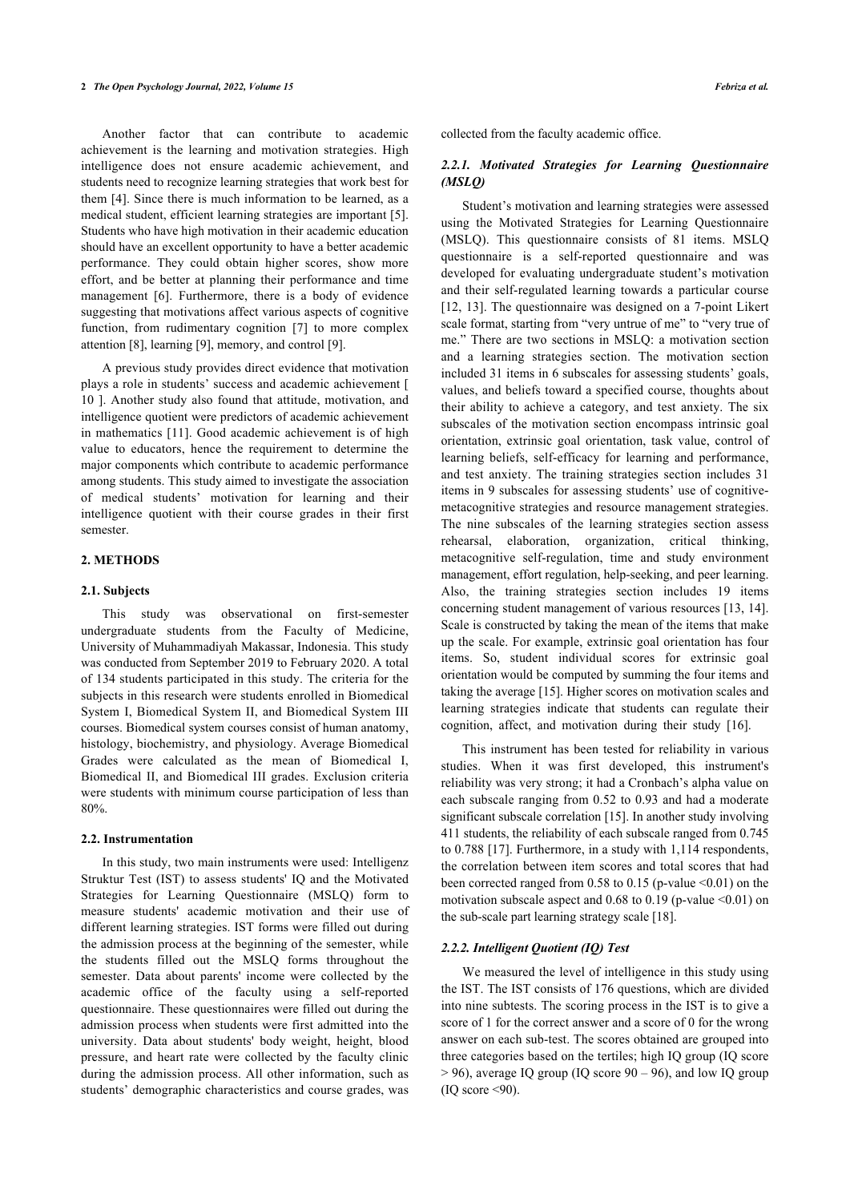Another factor that can contribute to academic achievement is the learning and motivation strategies. High intelligence does not ensure academic achievement, and students need to recognize learning strategies that work best for them [4]. Since there is much information to be learned, as a medical student, efficient learning strategies are important [5]. Students who have high motivation in their academic education should have an excellent opportunity to have a better academic performance. They could obtain higher scores, show more effort, and be better at planning their performance and time management [6]. Furthermore, there is a body of evidence suggesting that motivations affect various aspects of cognitive function, from rudimentary cognition [7] to more complex attention [8], learning [9], memory, and control [9].

A previous study provides direct evidence that motivation plays a role in students' success and academic achievement [ 10 ]. Another study also found that attitude, motivation, and intelligence quotient were predictors of academic achievement in mathematics [11]. Good academic achievement is of high value to educators, hence the requirement to determine the major components which contribute to academic performance among students. This study aimed to investigate the association of medical students' motivation for learning and their intelligence quotient with their course grades in their first semester.

## 2. METHODS

### 2.1. Subjects

This study was observational on first-semester undergraduate students from the Faculty of Medicine, University of Muhammadiyah Makassar, Indonesia. This study was conducted from September 2019 to February 2020. A total of 134 students participated in this study. The criteria for the subjects in this research were students enrolled in Biomedical System I, Biomedical System II, and Biomedical System III courses. Biomedical system courses consist of human anatomy, histology, biochemistry, and physiology. Average Biomedical Grades were calculated as the mean of Biomedical I, Biomedical II, and Biomedical III grades. Exclusion criteria were students with minimum course participation of less than 80%.

### 2.2. Instrumentation

In this study, two main instruments were used: Intelligenz Struktur Test (IST) to assess students' IQ and the Motivated Strategies for Learning Questionnaire (MSLQ) form to measure students' academic motivation and their use of different learning strategies. IST forms were filled out during the admission process at the beginning of the semester, while the students filled out the MSLQ forms throughout the semester. Data about parents' income were collected by the academic office of the faculty using a self-reported questionnaire. These questionnaires were filled out during the admission process when students were first admitted into the university. Data about students' body weight, height, blood pressure, and heart rate were collected by the faculty clinic during the admission process. All other information, such as students' demographic characteristics and course grades, was collected from the faculty academic office.

#### *2.2.1. Motivated Strategies for Learning Questionnaire (MSLQ)*

Student's motivation and learning strategies were assessed using the Motivated Strategies for Learning Questionnaire (MSLQ). This questionnaire consists of 81 items. MSLQ questionnaire is a self-reported questionnaire and was developed for evaluating undergraduate student's motivation and their self-regulated learning towards a particular course [12, 13]. The questionnaire was designed on a 7-point Likert scale format, starting from "very untrue of me" to "very true of me." There are two sections in MSLQ: a motivation section and a learning strategies section. The motivation section included 31 items in 6 subscales for assessing students' goals, values, and beliefs toward a specified course, thoughts about their ability to achieve a category, and test anxiety. The six subscales of the motivation section encompass intrinsic goal orientation, extrinsic goal orientation, task value, control of learning beliefs, self-efficacy for learning and performance, and test anxiety. The training strategies section includes 31 items in 9 subscales for assessing students' use of cognitive-metacognitive strategies and resource management strategies. The nine subscales of the learning strategies section assess rehearsal, elaboration, organization, critical thinking, metacognitive self-regulation, time and study environment management, effort regulation, help-seeking, and peer learning. Also, the training strategies section includes 19 items concerning student management of various resources [13, 14]. Scale is constructed by taking the mean of the items that make up the scale. For example, extrinsic goal orientation has four items. So, student individual scores for extrinsic goal orientation would be computed by summing the four items and taking the average [15]. Higher scores on motivation scales and learning strategies indicate that students can regulate their cognition, affect, and motivation during their study [16].

This instrument has been tested for reliability in various studies. When it was first developed, this instrument's reliability was very strong; it had a Cronbach's alpha value on each subscale ranging from 0.52 to 0.93 and had a moderate significant subscale correlation [15]. In another study involving 411 students, the reliability of each subscale ranged from 0.745 to 0.788 [17]. Furthermore, in a study with 1,114 respondents, the correlation between item scores and total scores that had been corrected ranged from 0.58 to 0.15 (p-value <0.01) on the motivation subscale aspect and 0.68 to 0.19 (p-value <0.01) on the sub-scale part learning strategy scale [18].

#### *2.2.2. Intelligent Quotient (IQ) Test*

We measured the level of intelligence in this study using the IST. The IST consists of 176 questions, which are divided into nine subtests. The scoring process in the IST is to give a score of 1 for the correct answer and a score of 0 for the wrong answer on each sub-test. The scores obtained are grouped into three categories based on the tertiles; high IQ group (IQ score > 96), average IQ group (IQ score 90 – 96), and low IQ group (IQ score <90).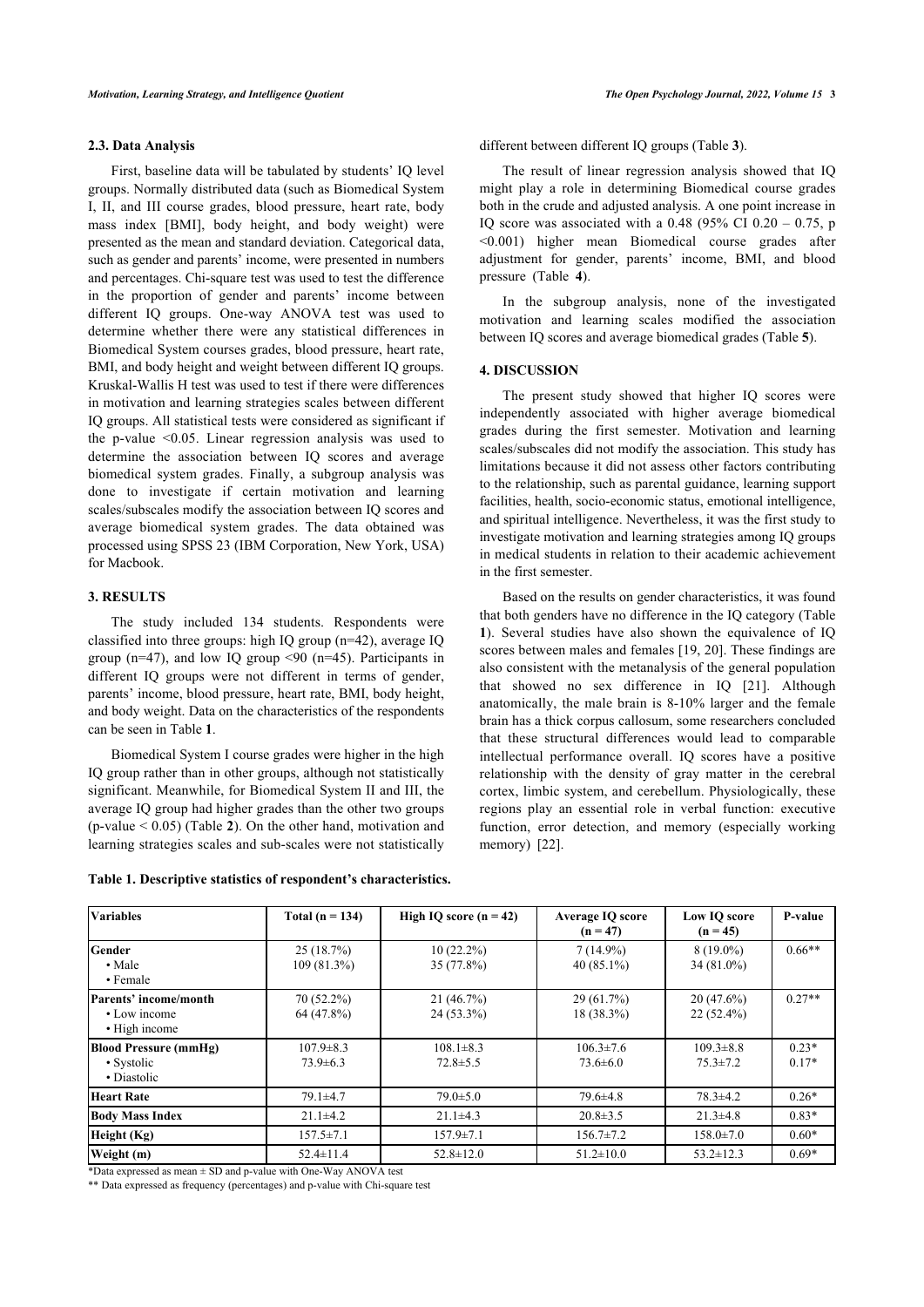### 2.3. Data Analysis

First, baseline data will be tabulated by students' IQ level groups. Normally distributed data (such as Biomedical System I, II, and III course grades, blood pressure, heart rate, body mass index [BMI], body height, and body weight) were presented as the mean and standard deviation. Categorical data, such as gender and parents' income, were presented in numbers and percentages. Chi-square test was used to test the difference in the proportion of gender and parents' income between different IQ groups. One-way ANOVA test was used to determine whether there were any statistical differences in Biomedical System courses grades, blood pressure, heart rate, BMI, and body height and weight between different IQ groups. Kruskal-Wallis H test was used to test if there were differences in motivation and learning strategies scales between different IQ groups. All statistical tests were considered as significant if the p-value <0.05. Linear regression analysis was used to determine the association between IQ scores and average biomedical system grades. Finally, a subgroup analysis was done to investigate if certain motivation and learning scales/subscales modify the association between IQ scores and average biomedical system grades. The data obtained was processed using SPSS 23 (IBM Corporation, New York, USA) for Macbook.

## 3. RESULTS

The study included 134 students. Respondents were classified into three groups: high IQ group (n=42), average IQ group (n=47), and low IQ group <90 (n=45). Participants in different IQ groups were not different in terms of gender, parents' income, blood pressure, heart rate, BMI, body height, and body weight. Data on the characteristics of the respondents can be seen in Table **1**.

Biomedical System I course grades were higher in the high IQ group rather than in other groups, although not statistically significant. Meanwhile, for Biomedical System II and III, the average IQ group had higher grades than the other two groups (p-value < 0.05) (Table **2**). On the other hand, motivation and learning strategies scales and sub-scales were not statistically different between different IQ groups (Table **3**).

The result of linear regression analysis showed that IQ might play a role in determining Biomedical course grades both in the crude and adjusted analysis. A one point increase in IQ score was associated with a 0.48 (95% CI 0.20 – 0.75, p <0.001) higher mean Biomedical course grades after adjustment for gender, parents' income, BMI, and blood pressure (Table **4**).

In the subgroup analysis, none of the investigated motivation and learning scales modified the association between IQ scores and average biomedical grades (Table **5**).

## 4. DISCUSSION

The present study showed that higher IQ scores were independently associated with higher average biomedical grades during the first semester. Motivation and learning scales/subscales did not modify the association. This study has limitations because it did not assess other factors contributing to the relationship, such as parental guidance, learning support facilities, health, socio-economic status, emotional intelligence, and spiritual intelligence. Nevertheless, it was the first study to investigate motivation and learning strategies among IQ groups in medical students in relation to their academic achievement in the first semester.

Based on the results on gender characteristics, it was found that both genders have no difference in the IQ category (Table **1**). Several studies have also shown the equivalence of IQ scores between males and females [19, 20]. These findings are also consistent with the metanalysis of the general population that showed no sex difference in IQ [21]. Although anatomically, the male brain is 8-10% larger and the female brain has a thick corpus callosum, some researchers concluded that these structural differences would lead to comparable intellectual performance overall. IQ scores have a positive relationship with the density of gray matter in the cerebral cortex, limbic system, and cerebellum. Physiologically, these regions play an essential role in verbal function: executive function, error detection, and memory (especially working memory) [22].

**Table 1. Descriptive statistics of respondent's characteristics.**

| Variables | Total (n = 134) | High IQ score (n = 42) | Average IQ score (n = 47) | Low IQ score (n = 45) | P-value |
|---|---|---|---|---|---|
| **Gender** | | | | | 0.66** |
| • Male | 25 (18.7%) | 10 (22.2%) | 7 (14.9%) | 8 (19.0%) | |
| • Female | 109 (81.3%) | 35 (77.8%) | 40 (85.1%) | 34 (81.0%) | |
| **Parents' income/month** | | | | | 0.27** |
| • Low income | 70 (52.2%) | 21 (46.7%) | 29 (61.7%) | 20 (47.6%) | |
| • High income | 64 (47.8%) | 24 (53.3%) | 18 (38.3%) | 22 (52.4%) | |
| **Blood Pressure (mmHg)** | | | | | |
| • Systolic | 107.9±8.3 | 108.1±8.3 | 106.3±7.6 | 109.3±8.8 | 0.23* |
| • Diastolic | 73.9±6.3 | 72.8±5.5 | 73.6±6.0 | 75.3±7.2 | 0.17* |
| **Heart Rate** | 79.1±4.7 | 79.0±5.0 | 79.6±4.8 | 78.3±4.2 | 0.26* |
| **Body Mass Index** | 21.1±4.2 | 21.1±4.3 | 20.8±3.5 | 21.3±4.8 | 0.83* |
| **Height (Kg)** | 157.5±7.1 | 157.9±7.1 | 156.7±7.2 | 158.0±7.0 | 0.60* |
| **Weight (m)** | 52.4±11.4 | 52.8±12.0 | 51.2±10.0 | 53.2±12.3 | 0.69* |

*Data expressed as mean ± SD and p-value with One-Way ANOVA test

** Data expressed as frequency (percentages) and p-value with Chi-square test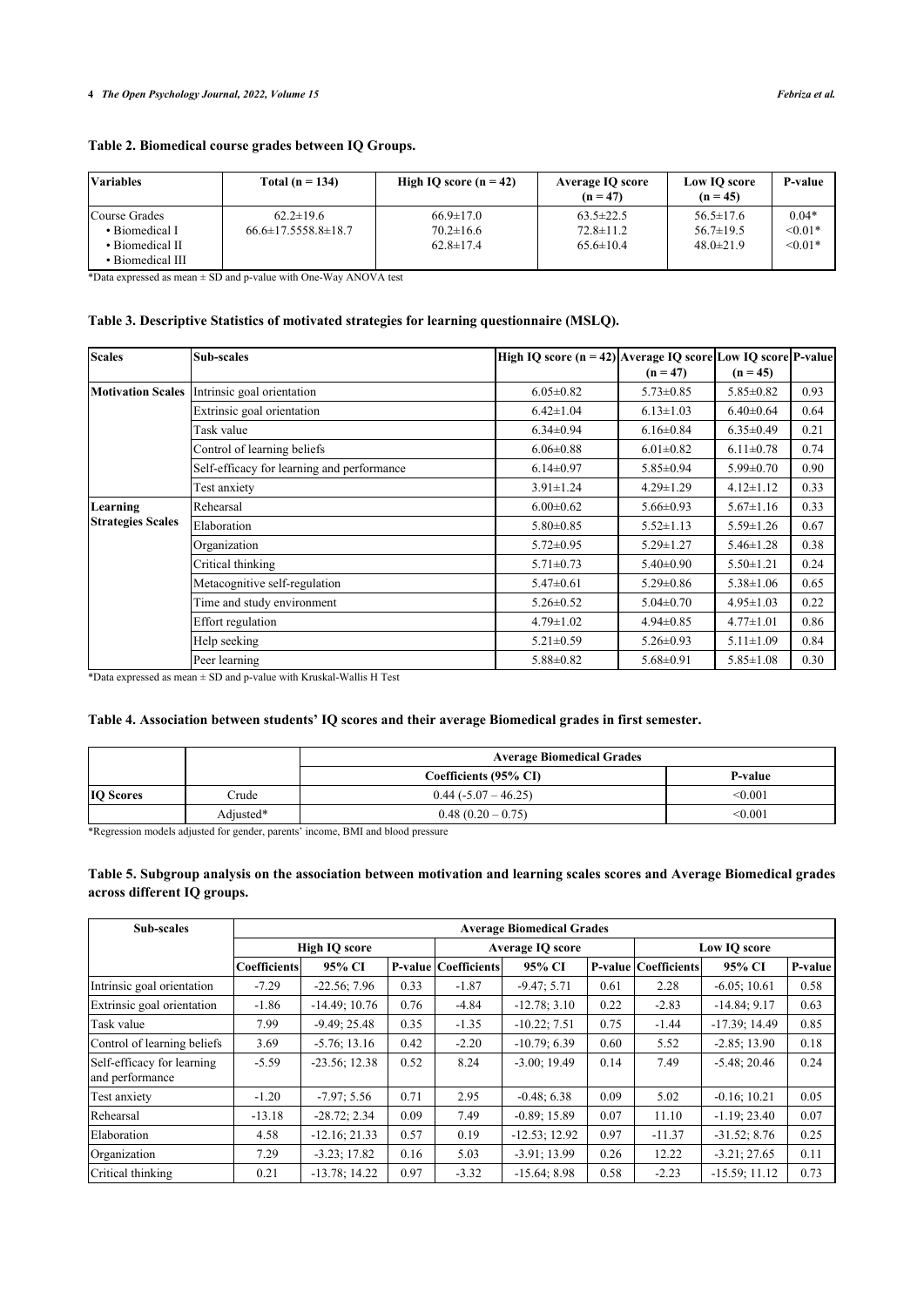**Table 2. Biomedical course grades between IQ Groups.**

| Variables | Total (n = 134) | High IQ score (n = 42) | Average IQ score (n = 47) | Low IQ score (n = 45) | P-value |
|---|---|---|---|---|---|
| Course Grades | 62.2±19.6 | 66.9±17.0 | 63.5±22.5 | 56.5±17.6 | 0.04* |
| • Biomedical I | 66.6±17.5558.8±18.7 | 70.2±16.6 | 72.8±11.2 | 56.7±19.5 | <0.01* |
| • Biomedical II | | 62.8±17.4 | 65.6±10.4 | 48.0±21.9 | <0.01* |
| • Biomedical III | | | | | |

*Data expressed as mean ± SD and p-value with One-Way ANOVA test

**Table 3. Descriptive Statistics of motivated strategies for learning questionnaire (MSLQ).**

| Scales | Sub-scales | High IQ score (n = 42) | Average IQ score (n = 47) | Low IQ score (n = 45) | P-value |
|---|---|---|---|---|---|
| Motivation Scales | Intrinsic goal orientation | 6.05±0.82 | 5.73±0.85 | 5.85±0.82 | 0.93 |
| | Extrinsic goal orientation | 6.42±1.04 | 6.13±1.03 | 6.40±0.64 | 0.64 |
| | Task value | 6.34±0.94 | 6.16±0.84 | 6.35±0.49 | 0.21 |
| | Control of learning beliefs | 6.06±0.88 | 6.01±0.82 | 6.11±0.78 | 0.74 |
| | Self-efficacy for learning and performance | 6.14±0.97 | 5.85±0.94 | 5.99±0.70 | 0.90 |
| | Test anxiety | 3.91±1.24 | 4.29±1.29 | 4.12±1.12 | 0.33 |
| Learning Strategies Scales | Rehearsal | 6.00±0.62 | 5.66±0.93 | 5.67±1.16 | 0.33 |
| | Elaboration | 5.80±0.85 | 5.52±1.13 | 5.59±1.26 | 0.67 |
| | Organization | 5.72±0.95 | 5.29±1.27 | 5.46±1.28 | 0.38 |
| | Critical thinking | 5.71±0.73 | 5.40±0.90 | 5.50±1.21 | 0.24 |
| | Metacognitive self-regulation | 5.47±0.61 | 5.29±0.86 | 5.38±1.06 | 0.65 |
| | Time and study environment | 5.26±0.52 | 5.04±0.70 | 4.95±1.03 | 0.22 |
| | Effort regulation | 4.79±1.02 | 4.94±0.85 | 4.77±1.01 | 0.86 |
| | Help seeking | 5.21±0.59 | 5.26±0.93 | 5.11±1.09 | 0.84 |
| | Peer learning | 5.88±0.82 | 5.68±0.91 | 5.85±1.08 | 0.30 |

*Data expressed as mean ± SD and p-value with Kruskal-Wallis H Test

**Table 4. Association between students' IQ scores and their average Biomedical grades in first semester.**

| | | Average Biomedical Grades | |
|---|---|---|---|
| | | Coefficients (95% CI) | P-value |
| IQ Scores | Crude | 0.44 (-5.07 – 46.25) | <0.001 |
| | Adjusted* | 0.48 (0.20 – 0.75) | <0.001 |

*Regression models adjusted for gender, parents' income, BMI and blood pressure

**Table 5. Subgroup analysis on the association between motivation and learning scales scores and Average Biomedical grades across different IQ groups.**

| Sub-scales | Average Biomedical Grades | | | | | | | | |
|---|---|---|---|---|---|---|---|---|---|
| | High IQ score | | | Average IQ score | | | Low IQ score | | |
| | Coefficients | 95% CI | P-value | Coefficients | 95% CI | P-value | Coefficients | 95% CI | P-value |
| Intrinsic goal orientation | -7.29 | -22.56; 7.96 | 0.33 | -1.87 | -9.47; 5.71 | 0.61 | 2.28 | -6.05; 10.61 | 0.58 |
| Extrinsic goal orientation | -1.86 | -14.49; 10.76 | 0.76 | -4.84 | -12.78; 3.10 | 0.22 | -2.83 | -14.84; 9.17 | 0.63 |
| Task value | 7.99 | -9.49; 25.48 | 0.35 | -1.35 | -10.22; 7.51 | 0.75 | -1.44 | -17.39; 14.49 | 0.85 |
| Control of learning beliefs | 3.69 | -5.76; 13.16 | 0.42 | -2.20 | -10.79; 6.39 | 0.60 | 5.52 | -2.85; 13.90 | 0.18 |
| Self-efficacy for learning and performance | -5.59 | -23.56; 12.38 | 0.52 | 8.24 | -3.00; 19.49 | 0.14 | 7.49 | -5.48; 20.46 | 0.24 |
| Test anxiety | -1.20 | -7.97; 5.56 | 0.71 | 2.95 | -0.48; 6.38 | 0.09 | 5.02 | -0.16; 10.21 | 0.05 |
| Rehearsal | -13.18 | -28.72; 2.34 | 0.09 | 7.49 | -0.89; 15.89 | 0.07 | 11.10 | -1.19; 23.40 | 0.07 |
| Elaboration | 4.58 | -12.16; 21.33 | 0.57 | 0.19 | -12.53; 12.92 | 0.97 | -11.37 | -31.52; 8.76 | 0.25 |
| Organization | 7.29 | -3.23; 17.82 | 0.16 | 5.03 | -3.91; 13.99 | 0.26 | 12.22 | -3.21; 27.65 | 0.11 |
| Critical thinking | 0.21 | -13.78; 14.22 | 0.97 | -3.32 | -15.64; 8.98 | 0.58 | -2.23 | -15.59; 11.12 | 0.73 |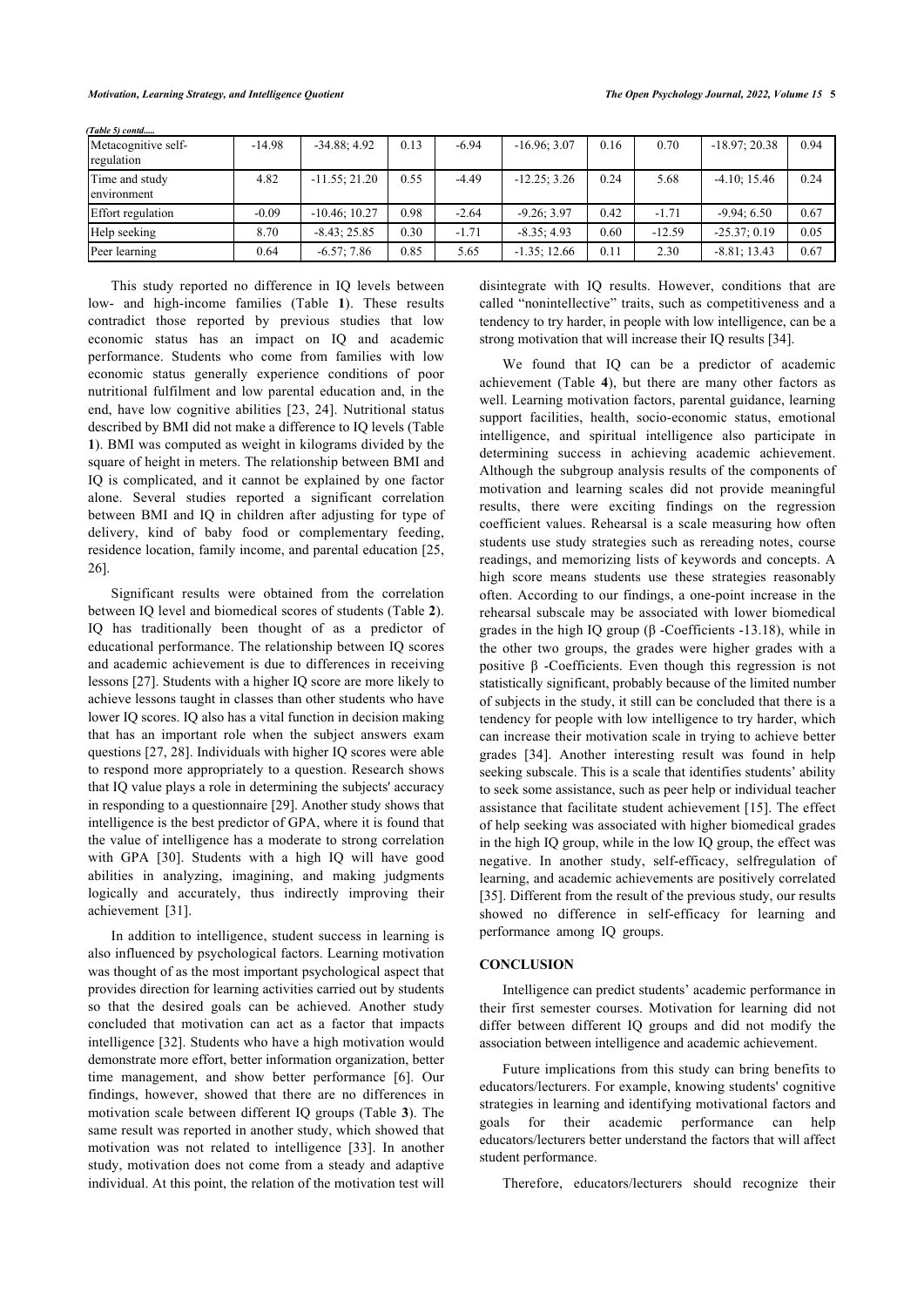*(Table 5) contd.....*

| | | | | | | | | | |
|---|---|---|---|---|---|---|---|---|---|
| Metacognitive self-regulation | -14.98 | -34.88; 4.92 | 0.13 | -6.94 | -16.96; 3.07 | 0.16 | 0.70 | -18.97; 20.38 | 0.94 |
| Time and study environment | 4.82 | -11.55; 21.20 | 0.55 | -4.49 | -12.25; 3.26 | 0.24 | 5.68 | -4.10; 15.46 | 0.24 |
| Effort regulation | -0.09 | -10.46; 10.27 | 0.98 | -2.64 | -9.26; 3.97 | 0.42 | -1.71 | -9.94; 6.50 | 0.67 |
| Help seeking | 8.70 | -8.43; 25.85 | 0.30 | -1.71 | -8.35; 4.93 | 0.60 | -12.59 | -25.37; 0.19 | 0.05 |
| Peer learning | 0.64 | -6.57; 7.86 | 0.85 | 5.65 | -1.35; 12.66 | 0.11 | 2.30 | -8.81; 13.43 | 0.67 |

This study reported no difference in IQ levels between low- and high-income families (Table **1**). These results contradict those reported by previous studies that low economic status has an impact on IQ and academic performance. Students who come from families with low economic status generally experience conditions of poor nutritional fulfilment and low parental education and, in the end, have low cognitive abilities [23, 24]. Nutritional status described by BMI did not make a difference to IQ levels (Table **1**). BMI was computed as weight in kilograms divided by the square of height in meters. The relationship between BMI and IQ is complicated, and it cannot be explained by one factor alone. Several studies reported a significant correlation between BMI and IQ in children after adjusting for type of delivery, kind of baby food or complementary feeding, residence location, family income, and parental education [25, 26].

Significant results were obtained from the correlation between IQ level and biomedical scores of students (Table **2**). IQ has traditionally been thought of as a predictor of educational performance. The relationship between IQ scores and academic achievement is due to differences in receiving lessons [27]. Students with a higher IQ score are more likely to achieve lessons taught in classes than other students who have lower IQ scores. IQ also has a vital function in decision making that has an important role when the subject answers exam questions [27, 28]. Individuals with higher IQ scores were able to respond more appropriately to a question. Research shows that IQ value plays a role in determining the subjects' accuracy in responding to a questionnaire [29]. Another study shows that intelligence is the best predictor of GPA, where it is found that the value of intelligence has a moderate to strong correlation with GPA [30]. Students with a high IQ will have good abilities in analyzing, imagining, and making judgments logically and accurately, thus indirectly improving their achievement [31].

In addition to intelligence, student success in learning is also influenced by psychological factors. Learning motivation was thought of as the most important psychological aspect that provides direction for learning activities carried out by students so that the desired goals can be achieved. Another study concluded that motivation can act as a factor that impacts intelligence [32]. Students who have a high motivation would demonstrate more effort, better information organization, better time management, and show better performance [6]. Our findings, however, showed that there are no differences in motivation scale between different IQ groups (Table **3**). The same result was reported in another study, which showed that motivation was not related to intelligence [33]. In another study, motivation does not come from a steady and adaptive individual. At this point, the relation of the motivation test will disintegrate with IQ results. However, conditions that are called "nonintellective" traits, such as competitiveness and a tendency to try harder, in people with low intelligence, can be a strong motivation that will increase their IQ results [34].

We found that IQ can be a predictor of academic achievement (Table **4**), but there are many other factors as well. Learning motivation factors, parental guidance, learning support facilities, health, socio-economic status, emotional intelligence, and spiritual intelligence also participate in determining success in achieving academic achievement. Although the subgroup analysis results of the components of motivation and learning scales did not provide meaningful results, there were exciting findings on the regression coefficient values. Rehearsal is a scale measuring how often students use study strategies such as rereading notes, course readings, and memorizing lists of keywords and concepts. A high score means students use these strategies reasonably often. According to our findings, a one-point increase in the rehearsal subscale may be associated with lower biomedical grades in the high IQ group (β -Coefficients -13.18), while in the other two groups, the grades were higher grades with a positive β -Coefficients. Even though this regression is not statistically significant, probably because of the limited number of subjects in the study, it still can be concluded that there is a tendency for people with low intelligence to try harder, which can increase their motivation scale in trying to achieve better grades [34]. Another interesting result was found in help seeking subscale. This is a scale that identifies students' ability to seek some assistance, such as peer help or individual teacher assistance that facilitate student achievement [15]. The effect of help seeking was associated with higher biomedical grades in the high IQ group, while in the low IQ group, the effect was negative. In another study, self-efficacy, selfregulation of learning, and academic achievements are positively correlated [35]. Different from the result of the previous study, our results showed no difference in self-efficacy for learning and performance among IQ groups.

## CONCLUSION

Intelligence can predict students' academic performance in their first semester courses. Motivation for learning did not differ between different IQ groups and did not modify the association between intelligence and academic achievement.

Future implications from this study can bring benefits to educators/lecturers. For example, knowing students' cognitive strategies in learning and identifying motivational factors and goals for their academic performance can help educators/lecturers better understand the factors that will affect student performance.

Therefore, educators/lecturers should recognize their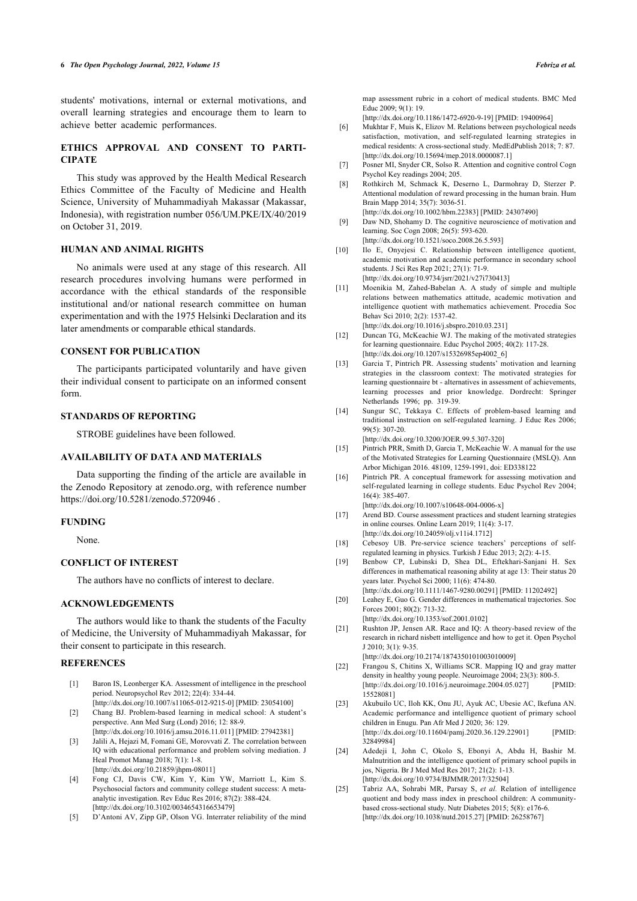students' motivations, internal or external motivations, and overall learning strategies and encourage them to learn to achieve better academic performances.

## ETHICS APPROVAL AND CONSENT TO PARTICIPATE

This study was approved by the Health Medical Research Ethics Committee of the Faculty of Medicine and Health Science, University of Muhammadiyah Makassar (Makassar, Indonesia), with registration number 056/UM.PKE/IX/40/2019 on October 31, 2019.

## HUMAN AND ANIMAL RIGHTS

No animals were used at any stage of this research. All research procedures involving humans were performed in accordance with the ethical standards of the responsible institutional and/or national research committee on human experimentation and with the 1975 Helsinki Declaration and its later amendments or comparable ethical standards.

## CONSENT FOR PUBLICATION

The participants participated voluntarily and have given their individual consent to participate on an informed consent form.

## STANDARDS OF REPORTING

STROBE guidelines have been followed.

## AVAILABILITY OF DATA AND MATERIALS

Data supporting the finding of the article are available in the Zenodo Repository at zenodo.org, with reference number https://doi.org/10.5281/zenodo.5720946 .

## FUNDING

None.

## CONFLICT OF INTEREST

The authors have no conflicts of interest to declare.

## ACKNOWLEDGEMENTS

The authors would like to thank the students of the Faculty of Medicine, the University of Muhammadiyah Makassar, for their consent to participate in this research.

## REFERENCES

[1] Baron IS, Leonberger KA. Assessment of intelligence in the preschool period. Neuropsychol Rev 2012; 22(4): 334-44. [http://dx.doi.org/10.1007/s11065-012-9215-0] [PMID: 23054100]

[2] Chang BJ. Problem-based learning in medical school: A student's perspective. Ann Med Surg (Lond) 2016; 12: 88-9. [http://dx.doi.org/10.1016/j.amsu.2016.11.011] [PMID: 27942381]

[3] Jalili A, Hejazi M, Fomani GE, Morovvati Z. The correlation between IQ with educational performance and problem solving mediation. J Heal Promot Manag 2018; 7(1): 1-8. [http://dx.doi.org/10.21859/jhpm-08011]

[4] Fong CJ, Davis CW, Kim Y, Kim YW, Marriott L, Kim S. Psychosocial factors and community college student success: A meta-analytic investigation. Rev Educ Res 2016; 87(2): 388-424. [http://dx.doi.org/10.3102/0034654316653479]

[5] D'Antoni AV, Zipp GP, Olson VG. Interrater reliability of the mind map assessment rubric in a cohort of medical students. BMC Med Educ 2009; 9(1): 19. [http://dx.doi.org/10.1186/1472-6920-9-19] [PMID: 19400964]

[6] Mukhtar F, Muis K, Elizov M. Relations between psychological needs satisfaction, motivation, and self-regulated learning strategies in medical residents: A cross-sectional study. MedEdPublish 2018; 7: 87. [http://dx.doi.org/10.15694/mep.2018.0000087.1]

[7] Posner MI, Snyder CR, Solso R. Attention and cognitive control Cogn Psychol Key readings 2004; 205.

[8] Rothkirch M, Schmack K, Deserno L, Darmohray D, Sterzer P. Attentional modulation of reward processing in the human brain. Hum Brain Mapp 2014; 35(7): 3036-51. [http://dx.doi.org/10.1002/hbm.22383] [PMID: 24307490]

[9] Daw ND, Shohamy D. The cognitive neuroscience of motivation and learning. Soc Cogn 2008; 26(5): 593-620. [http://dx.doi.org/10.1521/soco.2008.26.5.593]

[10] Ilo E, Onyejesi C. Relationship between intelligence quotient, academic motivation and academic performance in secondary school students. J Sci Res Rep 2021; 27(1): 71-9. [http://dx.doi.org/10.9734/jsrr/2021/v27i730413]

[11] Moenikia M, Zahed-Babelan A. A study of simple and multiple relations between mathematics attitude, academic motivation and intelligence quotient with mathematics achievement. Procedia Soc Behav Sci 2010; 2(2): 1537-42. [http://dx.doi.org/10.1016/j.sbspro.2010.03.231]

[12] Duncan TG, McKeachie WJ. The making of the motivated strategies for learning questionnaire. Educ Psychol 2005; 40(2): 117-28. [http://dx.doi.org/10.1207/s15326985ep4002_6]

[13] Garcia T, Pintrich PR. Assessing students' motivation and learning strategies in the classroom context: The motivated strategies for learning questionnaire bt - alternatives in assessment of achievements, learning processes and prior knowledge. Dordrecht: Springer Netherlands 1996; pp. 319-39.

[14] Sungur SC, Tekkaya C. Effects of problem-based learning and traditional instruction on self-regulated learning. J Educ Res 2006; 99(5): 307-20. [http://dx.doi.org/10.3200/JOER.99.5.307-320]

[15] Pintrich PRR, Smith D, Garcia T, McKeachie W. A manual for the use of the Motivated Strategies for Learning Questionnaire (MSLQ). Ann Arbor Michigan 2016. 48109, 1259-1991, doi: ED338122

[16] Pintrich PR. A conceptual framework for assessing motivation and self-regulated learning in college students. Educ Psychol Rev 2004; 16(4): 385-407. [http://dx.doi.org/10.1007/s10648-004-0006-x]

[17] Arend BD. Course assessment practices and student learning strategies in online courses. Online Learn 2019; 11(4): 3-17. [http://dx.doi.org/10.24059/olj.v11i4.1712]

[18] Cebesoy UB. Pre-service science teachers' perceptions of self-regulated learning in physics. Turkish J Educ 2013; 2(2): 4-15.

[19] Benbow CP, Lubinski D, Shea DL, Eftekhari-Sanjani H. Sex differences in mathematical reasoning ability at age 13: Their status 20 years later. Psychol Sci 2000; 11(6): 474-80. [http://dx.doi.org/10.1111/1467-9280.00291] [PMID: 11202492]

[20] Leahey E, Guo G. Gender differences in mathematical trajectories. Soc Forces 2001; 80(2): 713-32. [http://dx.doi.org/10.1353/sof.2001.0102]

[21] Rushton JP, Jensen AR. Race and IQ: A theory-based review of the research in richard nisbett intelligence and how to get it. Open Psychol J 2010; 3(1): 9-35. [http://dx.doi.org/10.2174/1874350101003010009]

[22] Frangou S, Chitins X, Williams SCR. Mapping IQ and gray matter density in healthy young people. Neuroimage 2004; 23(3): 800-5. [http://dx.doi.org/10.1016/j.neuroimage.2004.05.027] [PMID: 15528081]

[23] Akubuilo UC, Iloh KK, Onu JU, Ayuk AC, Ubesie AC, Ikefuna AN. Academic performance and intelligence quotient of primary school children in Enugu. Pan Afr Med J 2020; 36: 129. [http://dx.doi.org/10.11604/pamj.2020.36.129.22901] [PMID: 32849984]

[24] Adedeji I, John C, Okolo S, Ebonyi A, Abdu H, Bashir M. Malnutrition and the intelligence quotient of primary school pupils in jos, Nigeria. Br J Med Med Res 2017; 21(2): 1-13. [http://dx.doi.org/10.9734/BJMMR/2017/32504]

[25] Tabriz AA, Sohrabi MR, Parsay S, *et al.* Relation of intelligence quotient and body mass index in preschool children: A community-based cross-sectional study. Nutr Diabetes 2015; 5(8): e176-6. [http://dx.doi.org/10.1038/nutd.2015.27] [PMID: 26258767]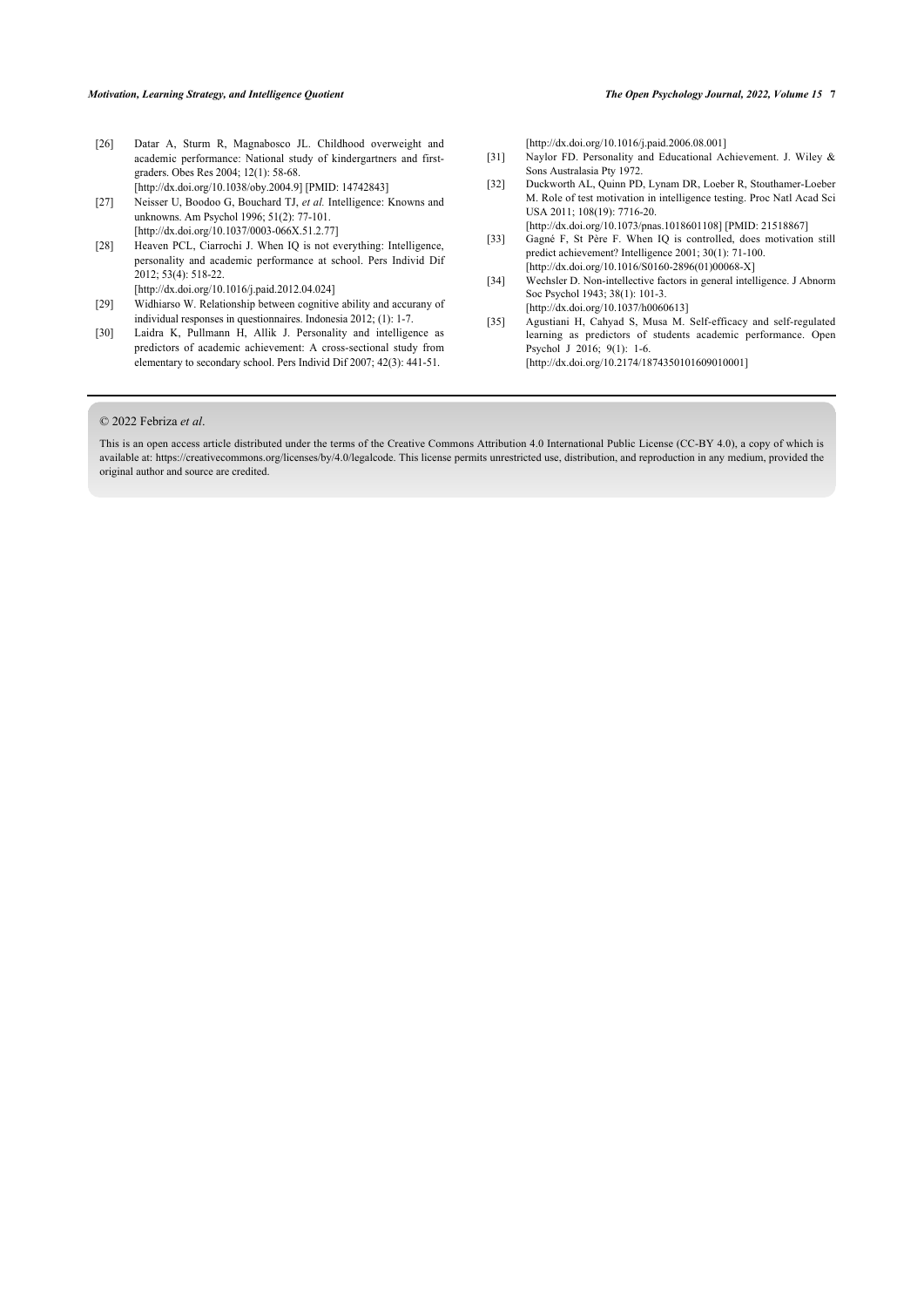[26] Datar A, Sturm R, Magnabosco JL. Childhood overweight and academic performance: National study of kindergartners and first-graders. Obes Res 2004; 12(1): 58-68.
[http://dx.doi.org/10.1038/oby.2004.9] [PMID: 14742843]

[27] Neisser U, Boodoo G, Bouchard TJ, *et al.* Intelligence: Knowns and unknowns. Am Psychol 1996; 51(2): 77-101.
[http://dx.doi.org/10.1037/0003-066X.51.2.77]

[28] Heaven PCL, Ciarrochi J. When IQ is not everything: Intelligence, personality and academic performance at school. Pers Individ Dif 2012; 53(4): 518-22.
[http://dx.doi.org/10.1016/j.paid.2012.04.024]

[29] Widhiarso W. Relationship between cognitive ability and accurany of individual responses in questionnaires. Indonesia 2012; (1): 1-7.

[30] Laidra K, Pullmann H, Allik J. Personality and intelligence as predictors of academic achievement: A cross-sectional study from elementary to secondary school. Pers Individ Dif 2007; 42(3): 441-51.
[http://dx.doi.org/10.1016/j.paid.2006.08.001]

[31] Naylor FD. Personality and Educational Achievement. J. Wiley & Sons Australasia Pty 1972.

[32] Duckworth AL, Quinn PD, Lynam DR, Loeber R, Stouthamer-Loeber M. Role of test motivation in intelligence testing. Proc Natl Acad Sci USA 2011; 108(19): 7716-20.
[http://dx.doi.org/10.1073/pnas.1018601108] [PMID: 21518867]

[33] Gagné F, St Père F. When IQ is controlled, does motivation still predict achievement? Intelligence 2001; 30(1): 71-100.
[http://dx.doi.org/10.1016/S0160-2896(01)00068-X]

[34] Wechsler D. Non-intellective factors in general intelligence. J Abnorm Soc Psychol 1943; 38(1): 101-3.
[http://dx.doi.org/10.1037/h0060613]

[35] Agustiani H, Cahyad S, Musa M. Self-efficacy and self-regulated learning as predictors of students academic performance. Open Psychol J 2016; 9(1): 1-6.
[http://dx.doi.org/10.2174/1874350101609010001]

© 2022 Febriza *et al*.

This is an open access article distributed under the terms of the Creative Commons Attribution 4.0 International Public License (CC-BY 4.0), a copy of which is available at: https://creativecommons.org/licenses/by/4.0/legalcode. This license permits unrestricted use, distribution, and reproduction in any medium, provided the original author and source are credited.